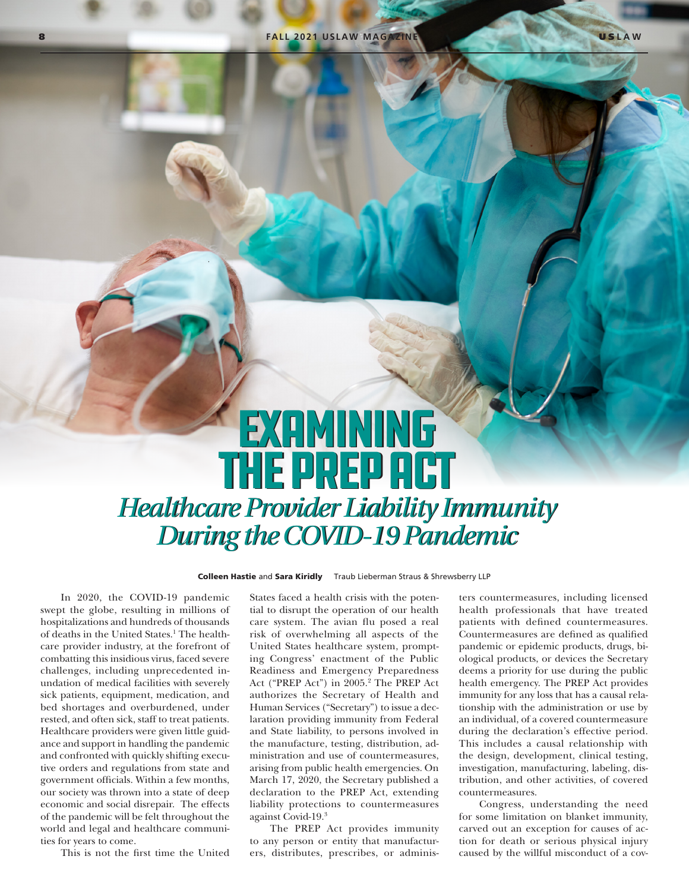# EXAMINING THE PREP ACT

## *Healthcare Provider Liability Immunity During the COVID-19 Pandemic*

**Colleen Hastie** and **Sara Kiridly** Traub Lieberman Straus & Shrewsberry LLP

In 2020, the COVID-19 pandemic swept the globe, resulting in millions of hospitalizations and hundreds of thousands of deaths in the United States.[1] The healthcare provider industry, at the forefront of combatting this insidious virus, faced severe challenges, including unprecedented inundation of medical facilities with severely sick patients, equipment, medication, and bed shortages and overburdened, under rested, and often sick, staff to treat patients. Healthcare providers were given little guidance and support in handling the pandemic and confronted with quickly shifting executive orders and regulations from state and government officials. Within a few months, our society was thrown into a state of deep economic and social disrepair. The effects of the pandemic will be felt throughout the world and legal and healthcare communities for years to come.

This is not the first time the United States faced a health crisis with the potential to disrupt the operation of our health care system. The avian flu posed a real risk of overwhelming all aspects of the United States healthcare system, prompting Congress' enactment of the Public Readiness and Emergency Preparedness Act ("PREP Act") in 2005.[2] The PREP Act authorizes the Secretary of Health and Human Services ("Secretary") to issue a declaration providing immunity from Federal and State liability, to persons involved in the manufacture, testing, distribution, administration and use of countermeasures, arising from public health emergencies. On March 17, 2020, the Secretary published a declaration to the PREP Act, extending liability protections to countermeasures against Covid-19.[3]

The PREP Act provides immunity to any person or entity that manufacturers, distributes, prescribes, or administers countermeasures, including licensed health professionals that have treated patients with defined countermeasures. Countermeasures are defined as qualified pandemic or epidemic products, drugs, biological products, or devices the Secretary deems a priority for use during the public health emergency. The PREP Act provides immunity for any loss that has a causal relationship with the administration or use by an individual, of a covered countermeasure during the declaration's effective period. This includes a causal relationship with the design, development, clinical testing, investigation, manufacturing, labeling, distribution, and other activities, of covered countermeasures.

Congress, understanding the need for some limitation on blanket immunity, carved out an exception for causes of action for death or serious physical injury caused by the willful misconduct of a cov-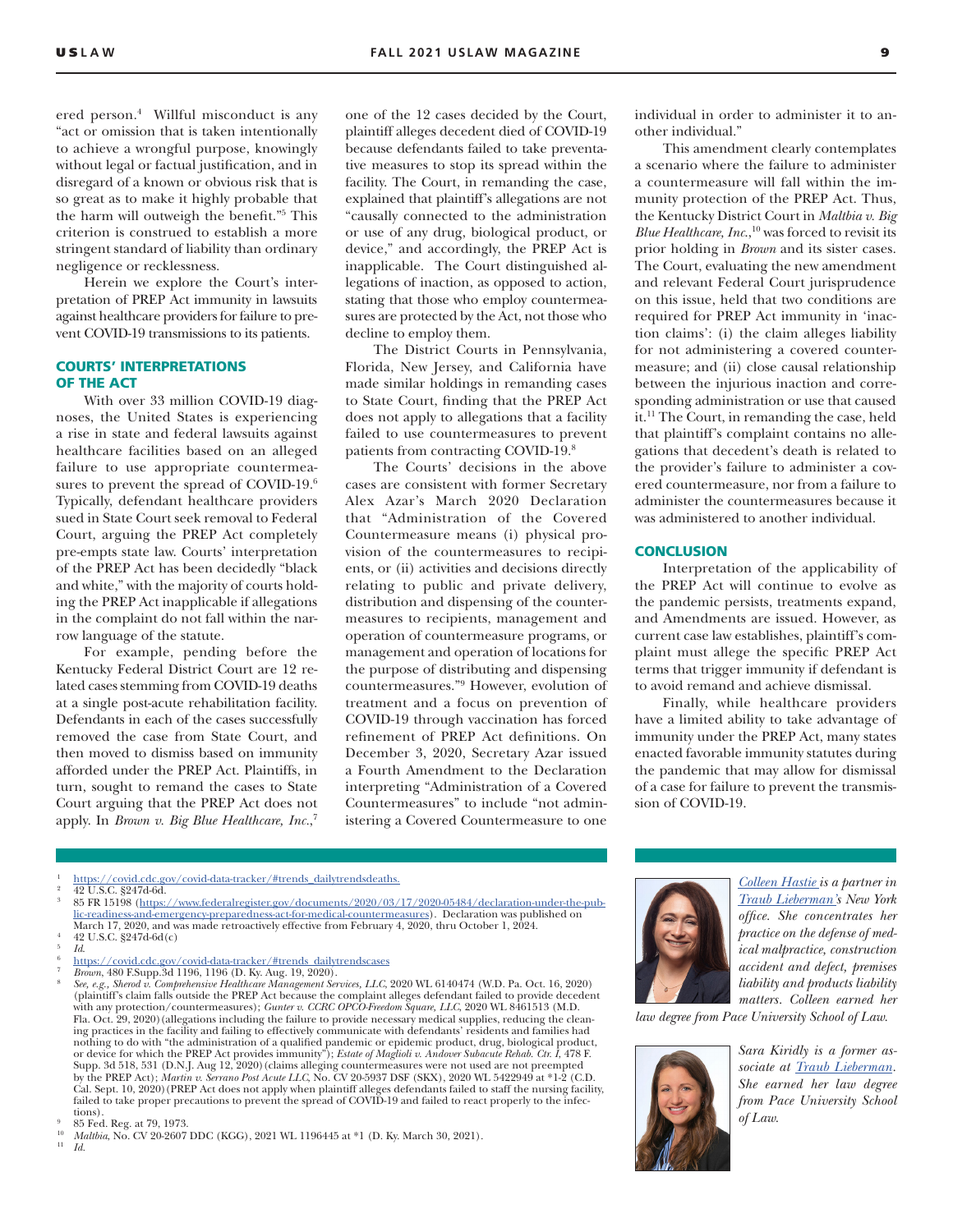ered person.[4] Willful misconduct is any "act or omission that is taken intentionally to achieve a wrongful purpose, knowingly without legal or factual justification, and in disregard of a known or obvious risk that is so great as to make it highly probable that the harm will outweigh the benefit."[5] This criterion is construed to establish a more stringent standard of liability than ordinary negligence or recklessness.

Herein we explore the Court's interpretation of PREP Act immunity in lawsuits against healthcare providers for failure to prevent COVID-19 transmissions to its patients.

## COURTS' INTERPRETATIONS OF THE ACT

With over 33 million COVID-19 diagnoses, the United States is experiencing a rise in state and federal lawsuits against healthcare facilities based on an alleged failure to use appropriate countermeasures to prevent the spread of COVID-19.[6] Typically, defendant healthcare providers sued in State Court seek removal to Federal Court, arguing the PREP Act completely pre-empts state law. Courts' interpretation of the PREP Act has been decidedly "black and white," with the majority of courts holding the PREP Act inapplicable if allegations in the complaint do not fall within the narrow language of the statute.

For example, pending before the Kentucky Federal District Court are 12 related cases stemming from COVID-19 deaths at a single post-acute rehabilitation facility. Defendants in each of the cases successfully removed the case from State Court, and then moved to dismiss based on immunity afforded under the PREP Act. Plaintiffs, in turn, sought to remand the cases to State Court arguing that the PREP Act does not apply. In *Brown v. Big Blue Healthcare, Inc.*,[7] one of the 12 cases decided by the Court, plaintiff alleges decedent died of COVID-19 because defendants failed to take preventative measures to stop its spread within the facility. The Court, in remanding the case, explained that plaintiff's allegations are not "causally connected to the administration or use of any drug, biological product, or device," and accordingly, the PREP Act is inapplicable. The Court distinguished allegations of inaction, as opposed to action, stating that those who employ countermeasures are protected by the Act, not those who decline to employ them.

The District Courts in Pennsylvania, Florida, New Jersey, and California have made similar holdings in remanding cases to State Court, finding that the PREP Act does not apply to allegations that a facility failed to use countermeasures to prevent patients from contracting COVID-19.[8]

The Courts' decisions in the above cases are consistent with former Secretary Alex Azar's March 2020 Declaration that "Administration of the Covered Countermeasure means (i) physical provision of the countermeasures to recipients, or (ii) activities and decisions directly relating to public and private delivery, distribution and dispensing of the countermeasures to recipients, management and operation of countermeasure programs, or management and operation of locations for the purpose of distributing and dispensing countermeasures."[9] However, evolution of treatment and a focus on prevention of COVID-19 through vaccination has forced refinement of PREP Act definitions. On December 3, 2020, Secretary Azar issued a Fourth Amendment to the Declaration interpreting "Administration of a Covered Countermeasures" to include "not administering a Covered Countermeasure to one individual in order to administer it to another individual."

This amendment clearly contemplates a scenario where the failure to administer a countermeasure will fall within the immunity protection of the PREP Act. Thus, the Kentucky District Court in *Maltbia v. Big Blue Healthcare, Inc.*,[10] was forced to revisit its prior holding in *Brown* and its sister cases. The Court, evaluating the new amendment and relevant Federal Court jurisprudence on this issue, held that two conditions are required for PREP Act immunity in 'inaction claims': (i) the claim alleges liability for not administering a covered countermeasure; and (ii) close causal relationship between the injurious inaction and corresponding administration or use that caused it.[11] The Court, in remanding the case, held that plaintiff's complaint contains no allegations that decedent's death is related to the provider's failure to administer a covered countermeasure, nor from a failure to administer the countermeasures because it was administered to another individual.

## CONCLUSION

Interpretation of the applicability of the PREP Act will continue to evolve as the pandemic persists, treatments expand, and Amendments are issued. However, as current case law establishes, plaintiff's complaint must allege the specific PREP Act terms that trigger immunity if defendant is to avoid remand and achieve dismissal.

Finally, while healthcare providers have a limited ability to take advantage of immunity under the PREP Act, many states enacted favorable immunity statutes during the pandemic that may allow for dismissal of a case for failure to prevent the transmission of COVID-19.

---

1 https://covid.cdc.gov/covid-data-tracker/#trends_dailytrendsdeaths.

2 42 U.S.C. §247d-6d.

3 85 FR 15198 (https://www.federalregister.gov/documents/2020/03/17/2020-05484/declaration-under-the-public-readiness-and-emergency-preparedness-act-for-medical-countermeasures). Declaration was published on March 17, 2020, and was made retroactively effective from February 4, 2020, thru October 1, 2024.

4 42 U.S.C. §247d-6d(c)

5 *Id.*

6 https://covid.cdc.gov/covid-data-tracker/#trends_dailytrendscases

7 *Brown*, 480 F.Supp.3d 1196, 1196 (D. Ky. Aug. 19, 2020).

8 *See, e.g., Sherod v. Comprehensive Healthcare Management Services, LLC*, 2020 WL 6140474 (W.D. Pa. Oct. 16, 2020) (plaintiff's claim falls outside the PREP Act because the complaint alleges defendant failed to provide decedent with any protection/countermeasures); *Gunter v. CCRC OPCO-Freedom Square, LLC*, 2020 WL 8461513 (M.D. Fla. Oct. 29, 2020)(allegations including the failure to provide necessary medical supplies, reducing the cleaning practices in the facility and failing to effectively communicate with defendants' residents and families had nothing to do with "the administration of a qualified pandemic or epidemic product, drug, biological product, or device for which the PREP Act provides immunity"); *Estate of Maglioli v. Andover Subacute Rehab. Ctr. I*, 478 F. Supp. 3d 518, 531 (D.N.J. Aug 12, 2020)(claims alleging countermeasures were not used are not preempted by the PREP Act); *Martin v. Serrano Post Acute LLC*, No. CV 20-5937 DSF (SKX), 2020 WL 5422949 at *1-2 (C.D. Cal. Sept. 10, 2020)(PREP Act does not apply when plaintiff alleges defendants failed to staff the nursing facility, failed to take proper precautions to prevent the spread of COVID-19 and failed to react properly to the infections).

9 85 Fed. Reg. at 79, 1973.

10 *Maltbia*, No. CV 20-2607 DDC (KGG), 2021 WL 1196445 at *1 (D. Ky. March 30, 2021).

11 *Id.*

---

*Colleen Hastie is a partner in Traub Lieberman's New York office. She concentrates her practice on the defense of medical malpractice, construction accident and defect, premises liability and products liability matters. Colleen earned her law degree from Pace University School of Law.*

*Sara Kiridly is a former associate at Traub Lieberman. She earned her law degree from Pace University School of Law.*